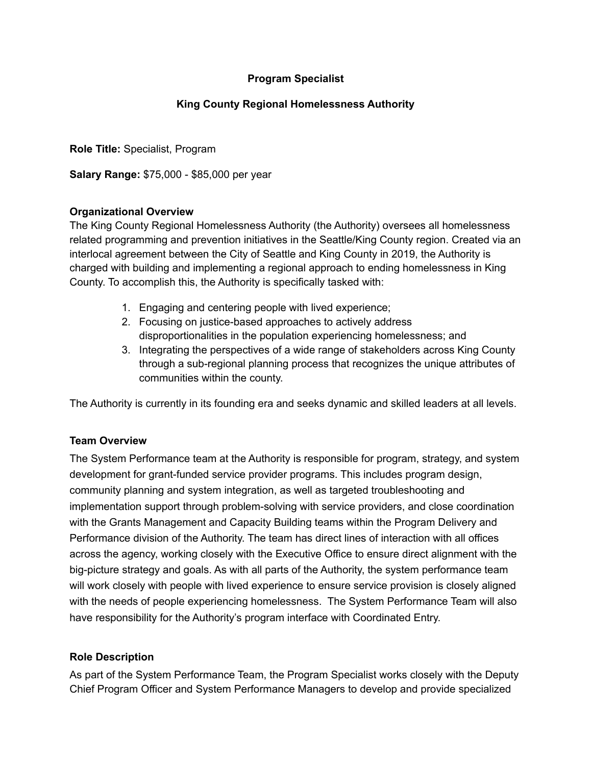# Program Specialist

## King County Regional Homelessness Authority

**Role Title:** Specialist, Program

**Salary Range:** $75,000 - $85,000 per year

**Organizational Overview**

The King County Regional Homelessness Authority (the Authority) oversees all homelessness related programming and prevention initiatives in the Seattle/King County region. Created via an interlocal agreement between the City of Seattle and King County in 2019, the Authority is charged with building and implementing a regional approach to ending homelessness in King County. To accomplish this, the Authority is specifically tasked with:

1. Engaging and centering people with lived experience;
2. Focusing on justice-based approaches to actively address disproportionalities in the population experiencing homelessness; and
3. Integrating the perspectives of a wide range of stakeholders across King County through a sub-regional planning process that recognizes the unique attributes of communities within the county.

The Authority is currently in its founding era and seeks dynamic and skilled leaders at all levels.

**Team Overview**

The System Performance team at the Authority is responsible for program, strategy, and system development for grant-funded service provider programs. This includes program design, community planning and system integration, as well as targeted troubleshooting and implementation support through problem-solving with service providers, and close coordination with the Grants Management and Capacity Building teams within the Program Delivery and Performance division of the Authority. The team has direct lines of interaction with all offices across the agency, working closely with the Executive Office to ensure direct alignment with the big-picture strategy and goals. As with all parts of the Authority, the system performance team will work closely with people with lived experience to ensure service provision is closely aligned with the needs of people experiencing homelessness. The System Performance Team will also have responsibility for the Authority's program interface with Coordinated Entry.

**Role Description**

As part of the System Performance Team, the Program Specialist works closely with the Deputy Chief Program Officer and System Performance Managers to develop and provide specialized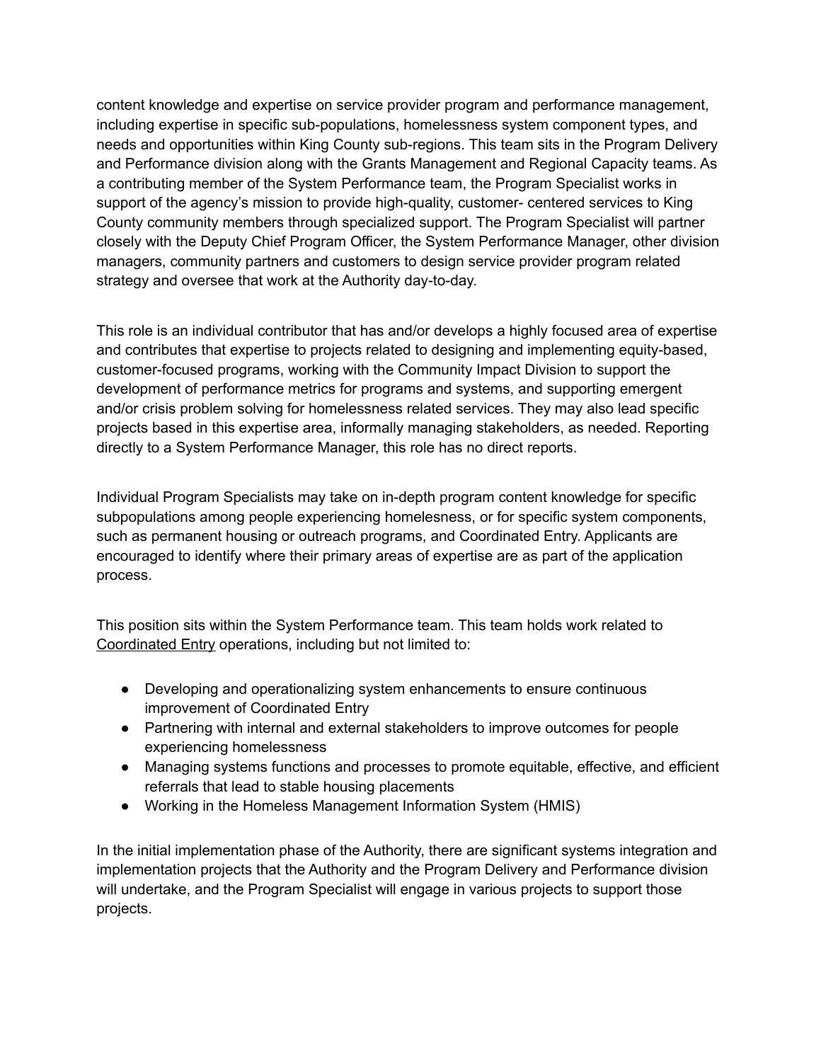content knowledge and expertise on service provider program and performance management, including expertise in specific sub-populations, homelessness system component types, and needs and opportunities within King County sub-regions. This team sits in the Program Delivery and Performance division along with the Grants Management and Regional Capacity teams. As a contributing member of the System Performance team, the Program Specialist works in support of the agency's mission to provide high-quality, customer- centered services to King County community members through specialized support. The Program Specialist will partner closely with the Deputy Chief Program Officer, the System Performance Manager, other division managers, community partners and customers to design service provider program related strategy and oversee that work at the Authority day-to-day.

This role is an individual contributor that has and/or develops a highly focused area of expertise and contributes that expertise to projects related to designing and implementing equity-based, customer-focused programs, working with the Community Impact Division to support the development of performance metrics for programs and systems, and supporting emergent and/or crisis problem solving for homelessness related services. They may also lead specific projects based in this expertise area, informally managing stakeholders, as needed. Reporting directly to a System Performance Manager, this role has no direct reports.

Individual Program Specialists may take on in-depth program content knowledge for specific subpopulations among people experiencing homelessness, or for specific system components, such as permanent housing or outreach programs, and Coordinated Entry. Applicants are encouraged to identify where their primary areas of expertise are as part of the application process.

This position sits within the System Performance team. This team holds work related to Coordinated Entry operations, including but not limited to:

- Developing and operationalizing system enhancements to ensure continuous improvement of Coordinated Entry
- Partnering with internal and external stakeholders to improve outcomes for people experiencing homelessness
- Managing systems functions and processes to promote equitable, effective, and efficient referrals that lead to stable housing placements
- Working in the Homeless Management Information System (HMIS)

In the initial implementation phase of the Authority, there are significant systems integration and implementation projects that the Authority and the Program Delivery and Performance division will undertake, and the Program Specialist will engage in various projects to support those projects.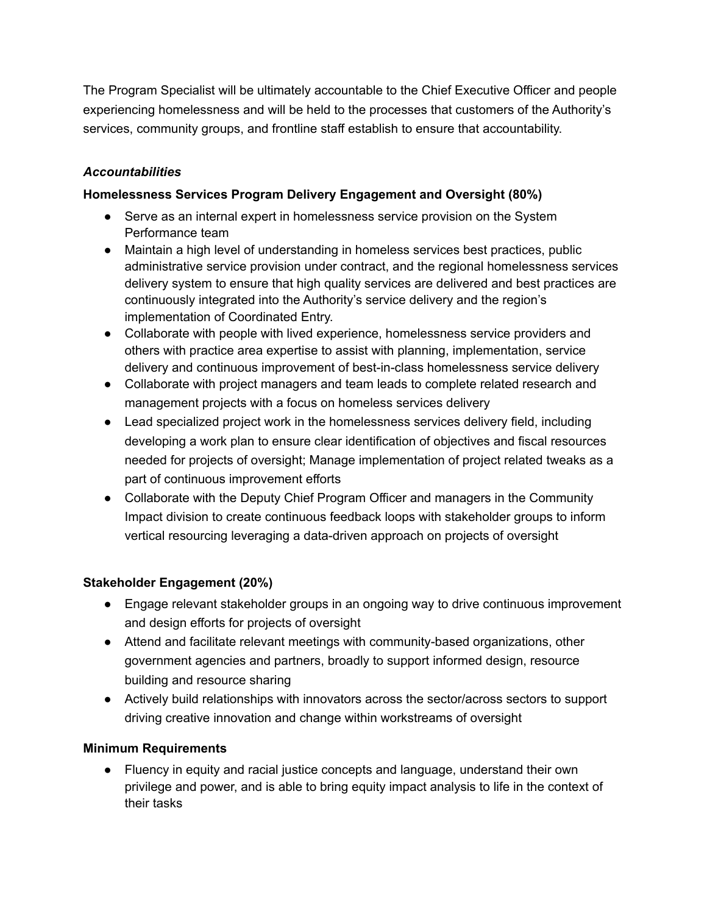The Program Specialist will be ultimately accountable to the Chief Executive Officer and people experiencing homelessness and will be held to the processes that customers of the Authority's services, community groups, and frontline staff establish to ensure that accountability.

***Accountabilities***

**Homelessness Services Program Delivery Engagement and Oversight (80%)**

- Serve as an internal expert in homelessness service provision on the System Performance team
- Maintain a high level of understanding in homeless services best practices, public administrative service provision under contract, and the regional homelessness services delivery system to ensure that high quality services are delivered and best practices are continuously integrated into the Authority's service delivery and the region's implementation of Coordinated Entry.
- Collaborate with people with lived experience, homelessness service providers and others with practice area expertise to assist with planning, implementation, service delivery and continuous improvement of best-in-class homelessness service delivery
- Collaborate with project managers and team leads to complete related research and management projects with a focus on homeless services delivery
- Lead specialized project work in the homelessness services delivery field, including developing a work plan to ensure clear identification of objectives and fiscal resources needed for projects of oversight; Manage implementation of project related tweaks as a part of continuous improvement efforts
- Collaborate with the Deputy Chief Program Officer and managers in the Community Impact division to create continuous feedback loops with stakeholder groups to inform vertical resourcing leveraging a data-driven approach on projects of oversight

**Stakeholder Engagement (20%)**

- Engage relevant stakeholder groups in an ongoing way to drive continuous improvement and design efforts for projects of oversight
- Attend and facilitate relevant meetings with community-based organizations, other government agencies and partners, broadly to support informed design, resource building and resource sharing
- Actively build relationships with innovators across the sector/across sectors to support driving creative innovation and change within workstreams of oversight

**Minimum Requirements**

- Fluency in equity and racial justice concepts and language, understand their own privilege and power, and is able to bring equity impact analysis to life in the context of their tasks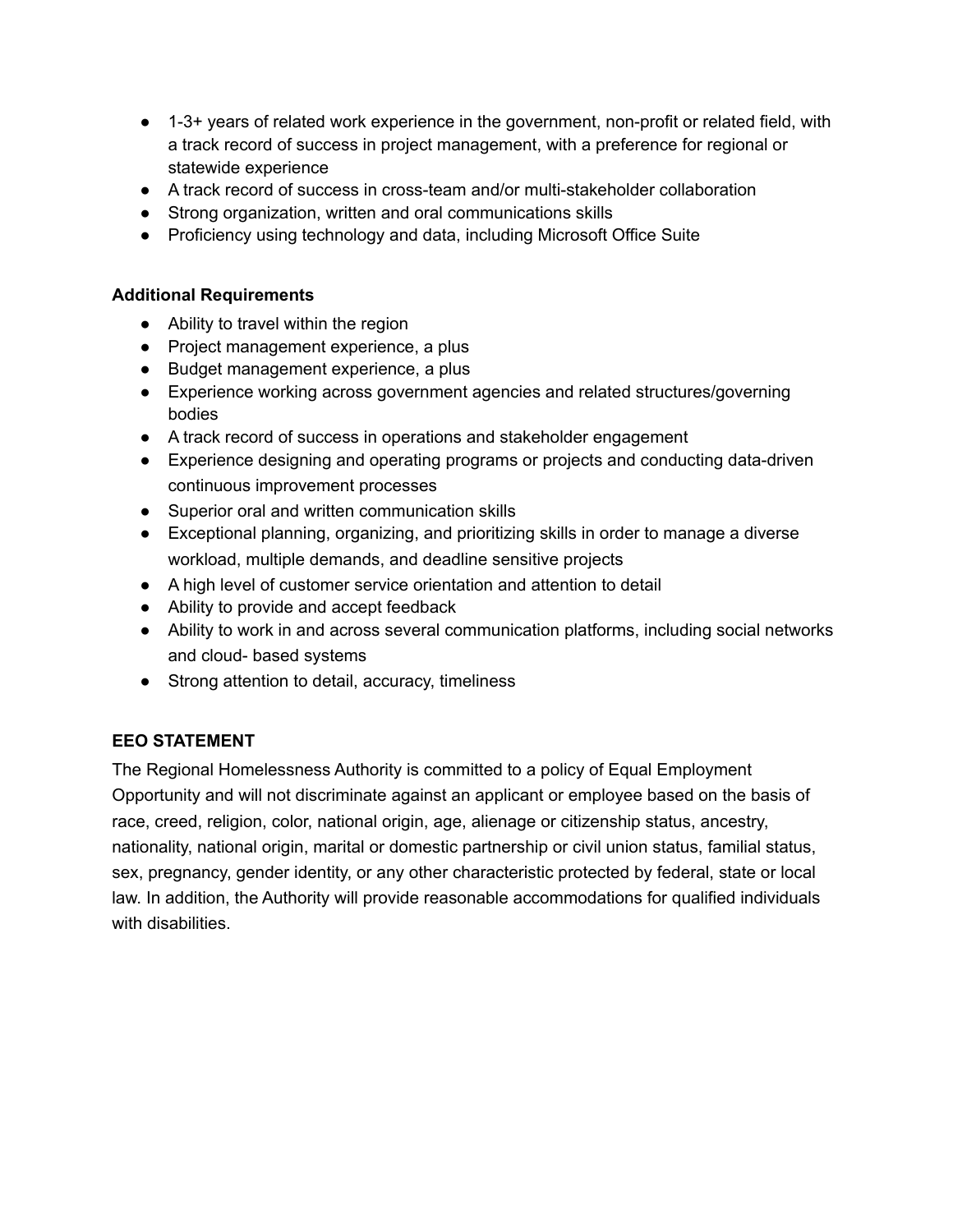- 1-3+ years of related work experience in the government, non-profit or related field, with a track record of success in project management, with a preference for regional or statewide experience
- A track record of success in cross-team and/or multi-stakeholder collaboration
- Strong organization, written and oral communications skills
- Proficiency using technology and data, including Microsoft Office Suite

**Additional Requirements**

- Ability to travel within the region
- Project management experience, a plus
- Budget management experience, a plus
- Experience working across government agencies and related structures/governing bodies
- A track record of success in operations and stakeholder engagement
- Experience designing and operating programs or projects and conducting data-driven continuous improvement processes
- Superior oral and written communication skills
- Exceptional planning, organizing, and prioritizing skills in order to manage a diverse workload, multiple demands, and deadline sensitive projects
- A high level of customer service orientation and attention to detail
- Ability to provide and accept feedback
- Ability to work in and across several communication platforms, including social networks and cloud- based systems
- Strong attention to detail, accuracy, timeliness

**EEO STATEMENT**

The Regional Homelessness Authority is committed to a policy of Equal Employment Opportunity and will not discriminate against an applicant or employee based on the basis of race, creed, religion, color, national origin, age, alienage or citizenship status, ancestry, nationality, national origin, marital or domestic partnership or civil union status, familial status, sex, pregnancy, gender identity, or any other characteristic protected by federal, state or local law. In addition, the Authority will provide reasonable accommodations for qualified individuals with disabilities.